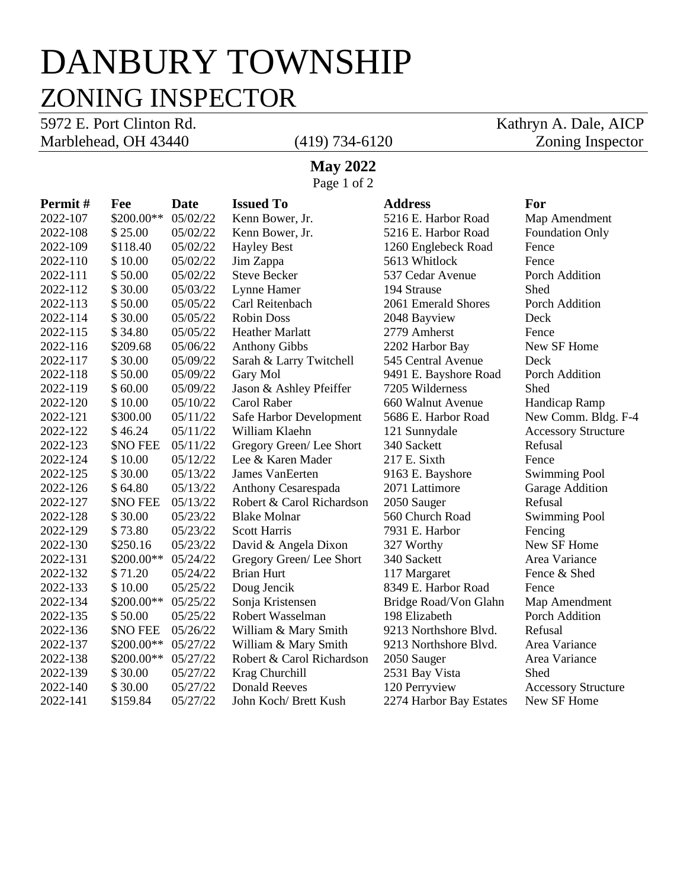# DANBURY TOWNSHIP
## ZONING INSPECTOR

5972 E. Port Clinton Rd.
Marblehead, OH 43440
(419) 734-6120

Kathryn A. Dale, AICP
Zoning Inspector

**May 2022**

| Permit # | Fee | Date | Issued To | Address | For |
|---|---|---|---|---|---|
| 2022-107 | $200.00** | 05/02/22 | Kenn Bower, Jr. | 5216 E. Harbor Road | Map Amendment |
| 2022-108 | $ 25.00 | 05/02/22 | Kenn Bower, Jr. | 5216 E. Harbor Road | Foundation Only |
| 2022-109 | $118.40 | 05/02/22 | Hayley Best | 1260 Englebeck Road | Fence |
| 2022-110 | $ 10.00 | 05/02/22 | Jim Zappa | 5613 Whitlock | Fence |
| 2022-111 | $ 50.00 | 05/02/22 | Steve Becker | 537 Cedar Avenue | Porch Addition |
| 2022-112 | $ 30.00 | 05/03/22 | Lynne Hamer | 194 Strause | Shed |
| 2022-113 | $ 50.00 | 05/05/22 | Carl Reitenbach | 2061 Emerald Shores | Porch Addition |
| 2022-114 | $ 30.00 | 05/05/22 | Robin Doss | 2048 Bayview | Deck |
| 2022-115 | $ 34.80 | 05/05/22 | Heather Marlatt | 2779 Amherst | Fence |
| 2022-116 | $209.68 | 05/06/22 | Anthony Gibbs | 2202 Harbor Bay | New SF Home |
| 2022-117 | $ 30.00 | 05/09/22 | Sarah & Larry Twitchell | 545 Central Avenue | Deck |
| 2022-118 | $ 50.00 | 05/09/22 | Gary Mol | 9491 E. Bayshore Road | Porch Addition |
| 2022-119 | $ 60.00 | 05/09/22 | Jason & Ashley Pfeiffer | 7205 Wilderness | Shed |
| 2022-120 | $ 10.00 | 05/10/22 | Carol Raber | 660 Walnut Avenue | Handicap Ramp |
| 2022-121 | $300.00 | 05/11/22 | Safe Harbor Development | 5686 E. Harbor Road | New Comm. Bldg. F-4 |
| 2022-122 | $ 46.24 | 05/11/22 | William Klaehn | 121 Sunnydale | Accessory Structure |
| 2022-123 | $NO FEE | 05/11/22 | Gregory Green/ Lee Short | 340 Sackett | Refusal |
| 2022-124 | $ 10.00 | 05/12/22 | Lee & Karen Mader | 217 E. Sixth | Fence |
| 2022-125 | $ 30.00 | 05/13/22 | James VanEerten | 9163 E. Bayshore | Swimming Pool |
| 2022-126 | $ 64.80 | 05/13/22 | Anthony Cesarespada | 2071 Lattimore | Garage Addition |
| 2022-127 | $NO FEE | 05/13/22 | Robert & Carol Richardson | 2050 Sauger | Refusal |
| 2022-128 | $ 30.00 | 05/23/22 | Blake Molnar | 560 Church Road | Swimming Pool |
| 2022-129 | $ 73.80 | 05/23/22 | Scott Harris | 7931 E. Harbor | Fencing |
| 2022-130 | $250.16 | 05/23/22 | David & Angela Dixon | 327 Worthy | New SF Home |
| 2022-131 | $200.00** | 05/24/22 | Gregory Green/ Lee Short | 340 Sackett | Area Variance |
| 2022-132 | $ 71.20 | 05/24/22 | Brian Hurt | 117 Margaret | Fence & Shed |
| 2022-133 | $ 10.00 | 05/25/22 | Doug Jencik | 8349 E. Harbor Road | Fence |
| 2022-134 | $200.00** | 05/25/22 | Sonja Kristensen | Bridge Road/Von Glahn | Map Amendment |
| 2022-135 | $ 50.00 | 05/25/22 | Robert Wasselman | 198 Elizabeth | Porch Addition |
| 2022-136 | $NO FEE | 05/26/22 | William & Mary Smith | 9213 Northshore Blvd. | Refusal |
| 2022-137 | $200.00** | 05/27/22 | William & Mary Smith | 9213 Northshore Blvd. | Area Variance |
| 2022-138 | $200.00** | 05/27/22 | Robert & Carol Richardson | 2050 Sauger | Area Variance |
| 2022-139 | $ 30.00 | 05/27/22 | Krag Churchill | 2531 Bay Vista | Shed |
| 2022-140 | $ 30.00 | 05/27/22 | Donald Reeves | 120 Perryview | Accessory Structure |
| 2022-141 | $159.84 | 05/27/22 | John Koch/ Brett Kush | 2274 Harbor Bay Estates | New SF Home |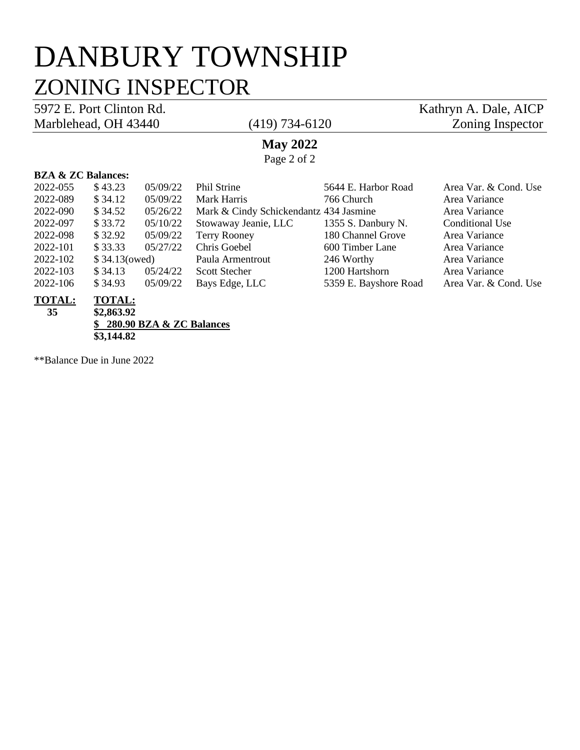// DANBURY TOWNSHIP
## ZONING INSPECTOR

5972 E. Port Clinton Rd.
Marblehead, OH 43440
(419) 734-6120
Kathryn A. Dale, AICP
Zoning Inspector

**May 2022**

**BZA & ZC Balances:**

| | | | | | |
|---|---|---|---|---|---|
| 2022-055 | $ 43.23 | 05/09/22 | Phil Strine | 5644 E. Harbor Road | Area Var. & Cond. Use |
| 2022-089 | $ 34.12 | 05/09/22 | Mark Harris | 766 Church | Area Variance |
| 2022-090 | $ 34.52 | 05/26/22 | Mark & Cindy Schickendantz | 434 Jasmine | Area Variance |
| 2022-097 | $ 33.72 | 05/10/22 | Stowaway Jeanie, LLC | 1355 S. Danbury N. | Conditional Use |
| 2022-098 | $ 32.92 | 05/09/22 | Terry Rooney | 180 Channel Grove | Area Variance |
| 2022-101 | $ 33.33 | 05/27/22 | Chris Goebel | 600 Timber Lane | Area Variance |
| 2022-102 | $ 34.13(owed) | | Paula Armentrout | 246 Worthy | Area Variance |
| 2022-103 | $ 34.13 | 05/24/22 | Scott Stecher | 1200 Hartshorn | Area Variance |
| 2022-106 | $ 34.93 | 05/09/22 | Bays Edge, LLC | 5359 E. Bayshore Road | Area Var. & Cond. Use |

**TOTAL:** 35

**TOTAL:**
**$2,863.92**
**$ 280.90 BZA & ZC Balances**
**$3,144.82**

**Balance Due in June 2022